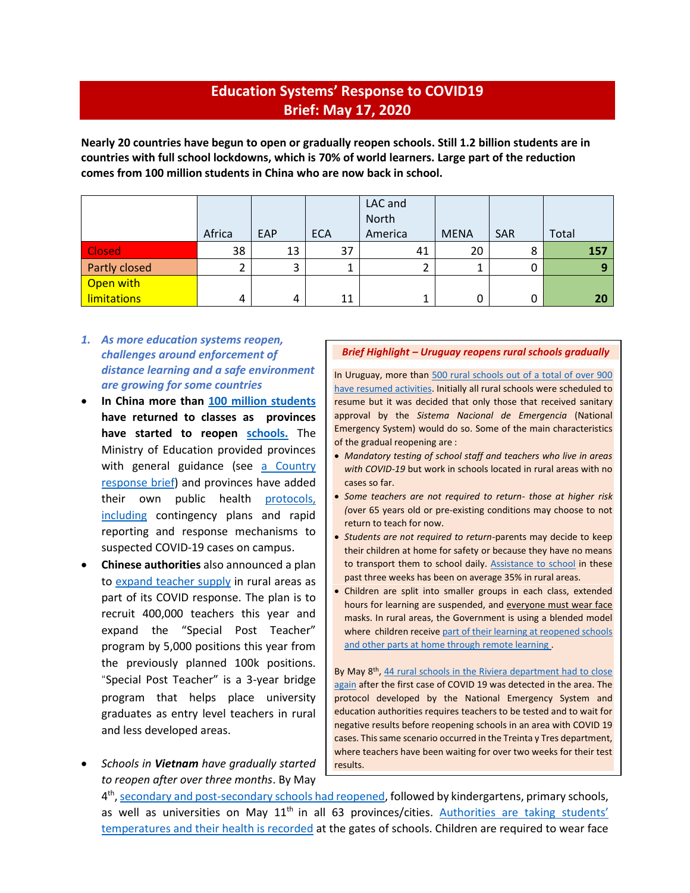# Education Systems' Response to COVID19
## Brief: May 17, 2020

**Nearly 20 countries have begun to open or gradually reopen schools. Still 1.2 billion students are in countries with full school lockdowns, which is 70% of world learners. Large part of the reduction comes from 100 million students in China who are now back in school.**

| | Africa | EAP | ECA | LAC and North America | MENA | SAR | Total |
|---|---|---|---|---|---|---|---|
| Closed | 38 | 13 | 37 | 41 | 20 | 8 | **157** |
| Partly closed | 2 | 3 | 1 | 2 | 1 | 0 | **9** |
| Open with limitations | 4 | 4 | 11 | 1 | 0 | 0 | **20** |

### 1. *As more education systems reopen, challenges around enforcement of distance learning and a safe environment are growing for some countries*

- **In China more than 100 million students have returned to classes as provinces have started to reopen schools.** The Ministry of Education provided provinces with general guidance (see a Country response brief) and provinces have added their own public health protocols, including contingency plans and rapid reporting and response mechanisms to suspected COVID-19 cases on campus.
- **Chinese authorities** also announced a plan to expand teacher supply in rural areas as part of its COVID response. The plan is to recruit 400,000 teachers this year and expand the "Special Post Teacher" program by 5,000 positions this year from the previously planned 100k positions. "Special Post Teacher" is a 3-year bridge program that helps place university graduates as entry level teachers in rural and less developed areas.
- *Schools in **Vietnam** have gradually started to reopen after over three months*. By May 4th, secondary and post-secondary schools had reopened, followed by kindergartens, primary schools, as well as universities on May 11th in all 63 provinces/cities. Authorities are taking students' temperatures and their health is recorded at the gates of schools. Children are required to wear face

> ***Brief Highlight – Uruguay reopens rural schools gradually***
>
> In Uruguay, more than 500 rural schools out of a total of over 900 have resumed activities. Initially all rural schools were scheduled to resume but it was decided that only those that received sanitary approval by the *Sistema Nacional de Emergencia* (National Emergency System) would do so. Some of the main characteristics of the gradual reopening are :
>
> - *Mandatory testing of school staff and teachers who live in areas with COVID-19* but work in schools located in rural areas with no cases so far.
> - *Some teachers are not required to return- those at higher risk (*over 65 years old or pre-existing conditions may choose to not return to teach for now.
> - *Students are not required to return*-parents may decide to keep their children at home for safety or because they have no means to transport them to school daily. Assistance to school in these past three weeks has been on average 35% in rural areas.
> - Children are split into smaller groups in each class, extended hours for learning are suspended, and everyone must wear face masks. In rural areas, the Government is using a blended model where children receive part of their learning at reopened schools and other parts at home through remote learning .
>
> By May 8th, 44 rural schools in the Riviera department had to close again after the first case of COVID 19 was detected in the area. The protocol developed by the National Emergency System and education authorities requires teachers to be tested and to wait for negative results before reopening schools in an area with COVID 19 cases. This same scenario occurred in the Treinta y Tres department, where teachers have been waiting for over two weeks for their test results.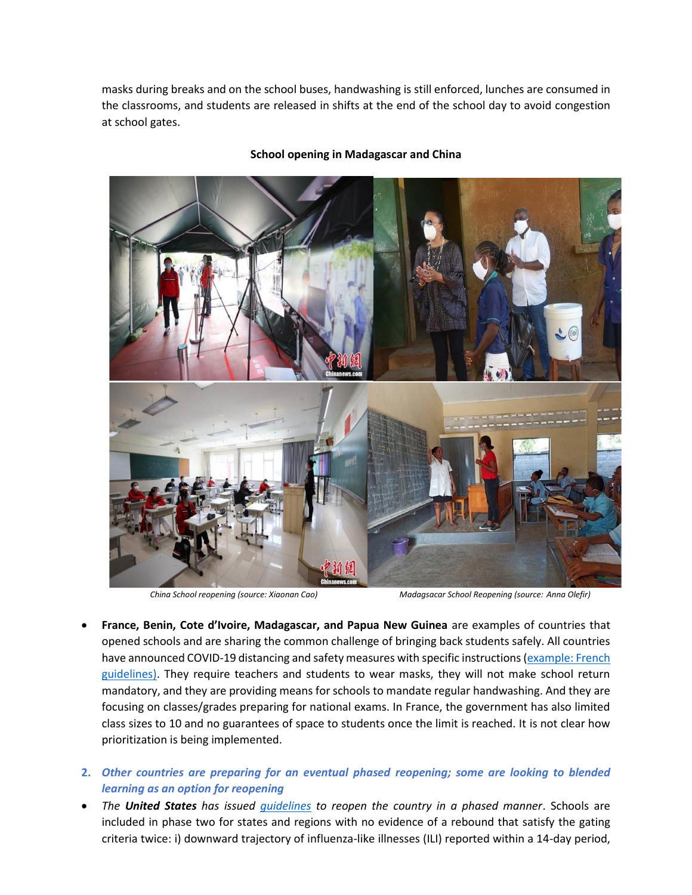masks during breaks and on the school buses, handwashing is still enforced, lunches are consumed in the classrooms, and students are released in shifts at the end of the school day to avoid congestion at school gates.

**School opening in Madagascar and China**

*China School reopening (source: Xiaonan Cao)*

*Madagsacar School Reopening (source: Anna Olefir)*

- **France, Benin, Cote d'Ivoire, Madagascar, and Papua New Guinea** are examples of countries that opened schools and are sharing the common challenge of bringing back students safely. All countries have announced COVID-19 distancing and safety measures with specific instructions (example: French guidelines). They require teachers and students to wear masks, they will not make school return mandatory, and they are providing means for schools to mandate regular handwashing. And they are focusing on classes/grades preparing for national exams. In France, the government has also limited class sizes to 10 and no guarantees of space to students once the limit is reached. It is not clear how prioritization is being implemented.

2. ***Other countries are preparing for an eventual phased reopening; some are looking to blended learning as an option for reopening***

- *The **United States** has issued guidelines to reopen the country in a phased manner*. Schools are included in phase two for states and regions with no evidence of a rebound that satisfy the gating criteria twice: i) downward trajectory of influenza-like illnesses (ILI) reported within a 14-day period,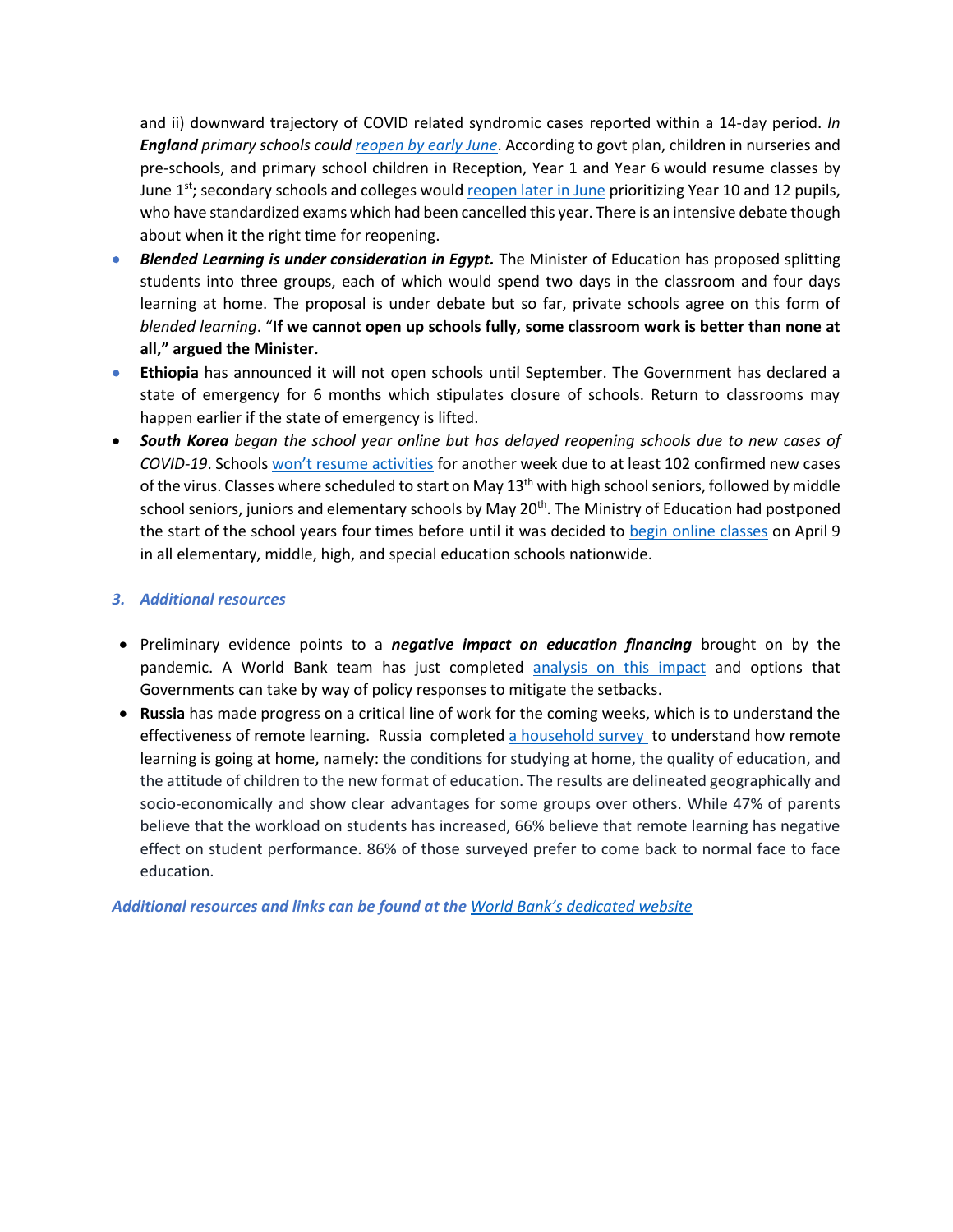and ii) downward trajectory of COVID related syndromic cases reported within a 14-day period. *In **England** primary schools could* [*reopen by early June*](). According to govt plan, children in nurseries and pre-schools, and primary school children in Reception, Year 1 and Year 6 would resume classes by June 1st; secondary schools and colleges would [reopen later in June]() prioritizing Year 10 and 12 pupils, who have standardized exams which had been cancelled this year. There is an intensive debate though about when it the right time for reopening.

- ***Blended Learning is under consideration in Egypt.*** The Minister of Education has proposed splitting students into three groups, each of which would spend two days in the classroom and four days learning at home. The proposal is under debate but so far, private schools agree on this form of *blended learning*. "**If we cannot open up schools fully, some classroom work is better than none at all," argued the Minister.**
- **Ethiopia** has announced it will not open schools until September. The Government has declared a state of emergency for 6 months which stipulates closure of schools. Return to classrooms may happen earlier if the state of emergency is lifted.
- ***South Korea*** *began the school year online but has delayed reopening schools due to new cases of COVID-19*. Schools [won't resume activities]() for another week due to at least 102 confirmed new cases of the virus. Classes where scheduled to start on May 13th with high school seniors, followed by middle school seniors, juniors and elementary schools by May 20th. The Ministry of Education had postponed the start of the school years four times before until it was decided to [begin online classes]() on April 9 in all elementary, middle, high, and special education schools nationwide.

### *3. Additional resources*

- Preliminary evidence points to a ***negative impact on education financing*** brought on by the pandemic. A World Bank team has just completed [analysis on this impact]() and options that Governments can take by way of policy responses to mitigate the setbacks.
- **Russia** has made progress on a critical line of work for the coming weeks, which is to understand the effectiveness of remote learning. Russia completed [a household survey]() to understand how remote learning is going at home, namely: the conditions for studying at home, the quality of education, and the attitude of children to the new format of education. The results are delineated geographically and socio-economically and show clear advantages for some groups over others. While 47% of parents believe that the workload on students has increased, 66% believe that remote learning has negative effect on student performance. 86% of those surveyed prefer to come back to normal face to face education.

***Additional resources and links can be found at the [World Bank's dedicated website]()***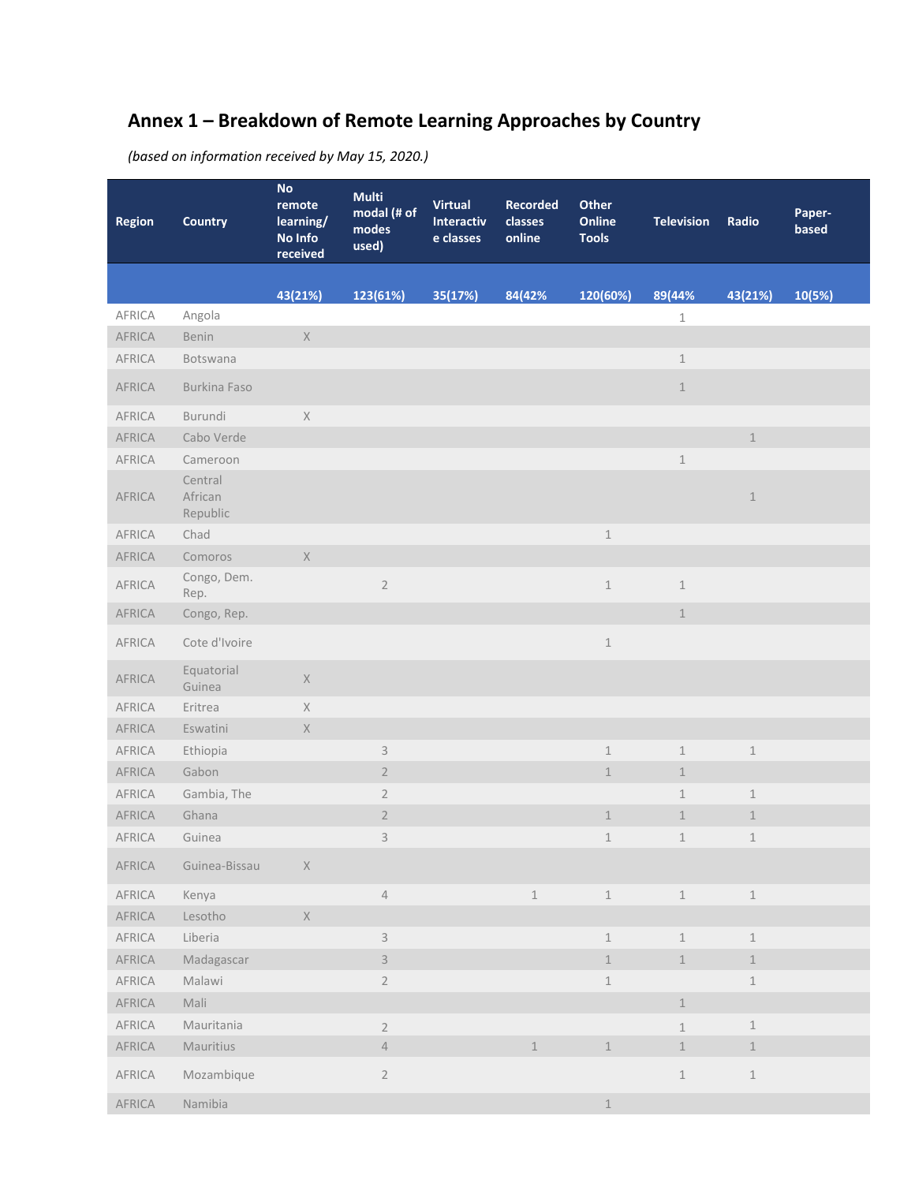# Annex 1 – Breakdown of Remote Learning Approaches by Country

*(based on information received by May 15, 2020.)*

| Region | Country | No remote learning/ No Info received | Multi modal (# of modes used) | Virtual Interactive classes | Recorded classes online | Other Online Tools | Television | Radio | Paper-based |
|---|---|---|---|---|---|---|---|---|---|
| | | 43(21%) | 123(61%) | 35(17%) | 84(42% | 120(60%) | 89(44% | 43(21%) | 10(5%) |
| AFRICA | Angola | | | | | | 1 | | |
| AFRICA | Benin | X | | | | | | | |
| AFRICA | Botswana | | | | | | 1 | | |
| AFRICA | Burkina Faso | | | | | | 1 | | |
| AFRICA | Burundi | X | | | | | | | |
| AFRICA | Cabo Verde | | | | | | | 1 | |
| AFRICA | Cameroon | | | | | | 1 | | |
| AFRICA | Central African Republic | | | | | | | 1 | |
| AFRICA | Chad | | | | | 1 | | | |
| AFRICA | Comoros | X | | | | | | | |
| AFRICA | Congo, Dem. Rep. | | 2 | | | 1 | 1 | | |
| AFRICA | Congo, Rep. | | | | | | 1 | | |
| AFRICA | Cote d'Ivoire | | | | | 1 | | | |
| AFRICA | Equatorial Guinea | X | | | | | | | |
| AFRICA | Eritrea | X | | | | | | | |
| AFRICA | Eswatini | X | | | | | | | |
| AFRICA | Ethiopia | | 3 | | | 1 | 1 | 1 | |
| AFRICA | Gabon | | 2 | | | 1 | 1 | | |
| AFRICA | Gambia, The | | 2 | | | | 1 | 1 | |
| AFRICA | Ghana | | 2 | | | 1 | 1 | 1 | |
| AFRICA | Guinea | | 3 | | | 1 | 1 | 1 | |
| AFRICA | Guinea-Bissau | X | | | | | | | |
| AFRICA | Kenya | | 4 | | 1 | 1 | 1 | 1 | |
| AFRICA | Lesotho | X | | | | | | | |
| AFRICA | Liberia | | 3 | | | 1 | 1 | 1 | |
| AFRICA | Madagascar | | 3 | | | 1 | 1 | 1 | |
| AFRICA | Malawi | | 2 | | | 1 | | 1 | |
| AFRICA | Mali | | | | | | 1 | | |
| AFRICA | Mauritania | | 2 | | | | 1 | 1 | |
| AFRICA | Mauritius | | 4 | | 1 | 1 | 1 | 1 | |
| AFRICA | Mozambique | | 2 | | | | 1 | 1 | |
| AFRICA | Namibia | | | | | 1 | | | |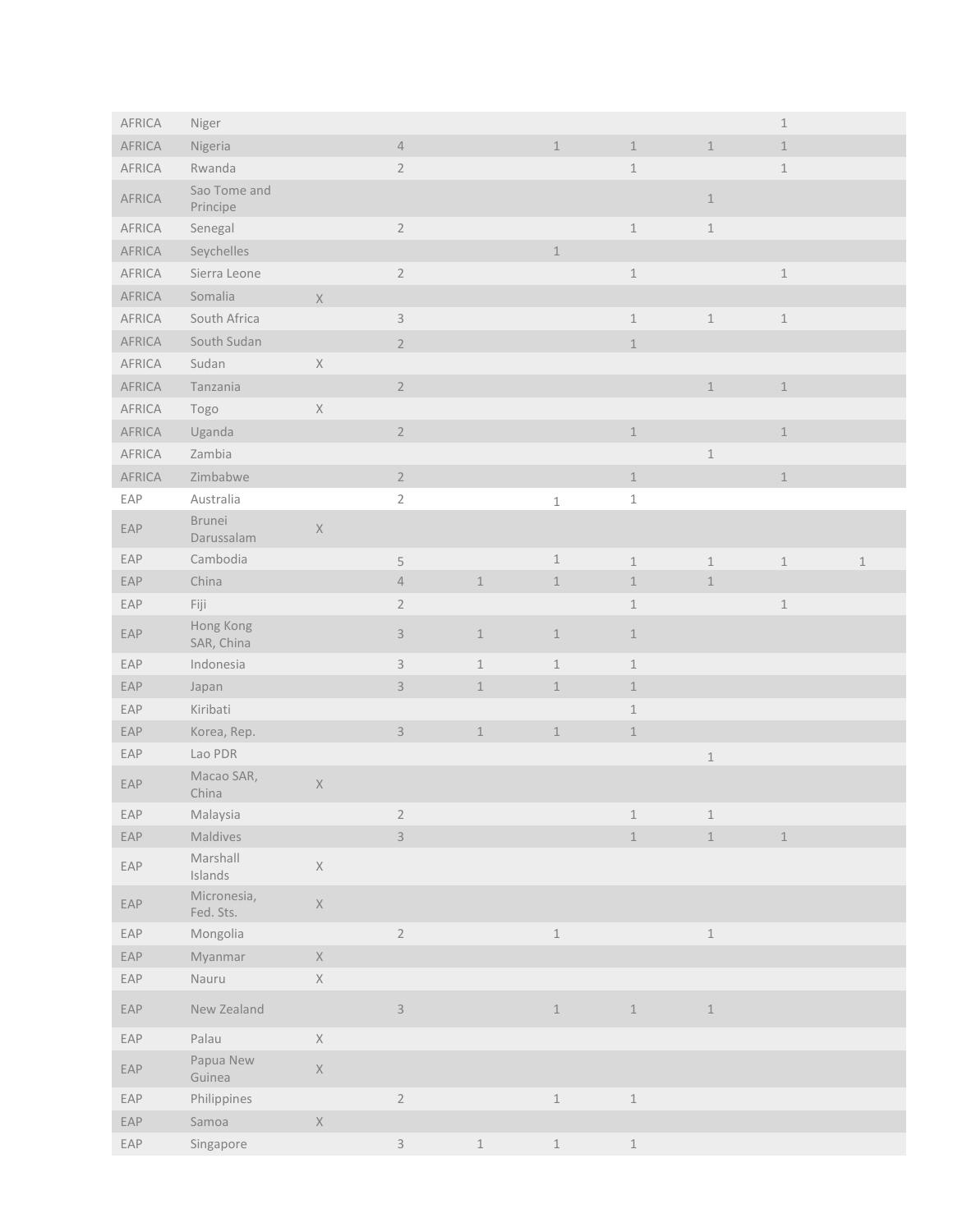| | | | | | | | | | |
|---|---|---|---|---|---|---|---|---|---|
| AFRICA | Niger | | | | | | | 1 | |
| AFRICA | Nigeria | | 4 | | 1 | 1 | 1 | 1 | |
| AFRICA | Rwanda | | 2 | | | 1 | | 1 | |
| AFRICA | Sao Tome and Principe | | | | | | 1 | | |
| AFRICA | Senegal | | 2 | | | 1 | 1 | | |
| AFRICA | Seychelles | | | | 1 | | | | |
| AFRICA | Sierra Leone | | 2 | | | 1 | | 1 | |
| AFRICA | Somalia | X | | | | | | | |
| AFRICA | South Africa | | 3 | | | 1 | 1 | 1 | |
| AFRICA | South Sudan | | 2 | | | 1 | | | |
| AFRICA | Sudan | X | | | | | | | |
| AFRICA | Tanzania | | 2 | | | | 1 | 1 | |
| AFRICA | Togo | X | | | | | | | |
| AFRICA | Uganda | | 2 | | | 1 | | 1 | |
| AFRICA | Zambia | | | | | | 1 | | |
| AFRICA | Zimbabwe | | 2 | | | 1 | | 1 | |
| EAP | Australia | | 2 | | 1 | 1 | | | |
| EAP | Brunei Darussalam | X | | | | | | | |
| EAP | Cambodia | | 5 | | 1 | 1 | 1 | 1 | 1 |
| EAP | China | | 4 | 1 | 1 | 1 | 1 | | |
| EAP | Fiji | | 2 | | | 1 | | 1 | |
| EAP | Hong Kong SAR, China | | 3 | 1 | 1 | 1 | | | |
| EAP | Indonesia | | 3 | 1 | 1 | 1 | | | |
| EAP | Japan | | 3 | 1 | 1 | 1 | | | |
| EAP | Kiribati | | | | | 1 | | | |
| EAP | Korea, Rep. | | 3 | 1 | 1 | 1 | | | |
| EAP | Lao PDR | | | | | | 1 | | |
| EAP | Macao SAR, China | X | | | | | | | |
| EAP | Malaysia | | 2 | | | 1 | 1 | | |
| EAP | Maldives | | 3 | | | 1 | 1 | 1 | |
| EAP | Marshall Islands | X | | | | | | | |
| EAP | Micronesia, Fed. Sts. | X | | | | | | | |
| EAP | Mongolia | | 2 | | 1 | | 1 | | |
| EAP | Myanmar | X | | | | | | | |
| EAP | Nauru | X | | | | | | | |
| EAP | New Zealand | | 3 | | 1 | 1 | 1 | | |
| EAP | Palau | X | | | | | | | |
| EAP | Papua New Guinea | X | | | | | | | |
| EAP | Philippines | | 2 | | 1 | 1 | | | |
| EAP | Samoa | X | | | | | | | |
| EAP | Singapore | | 3 | 1 | 1 | 1 | | | |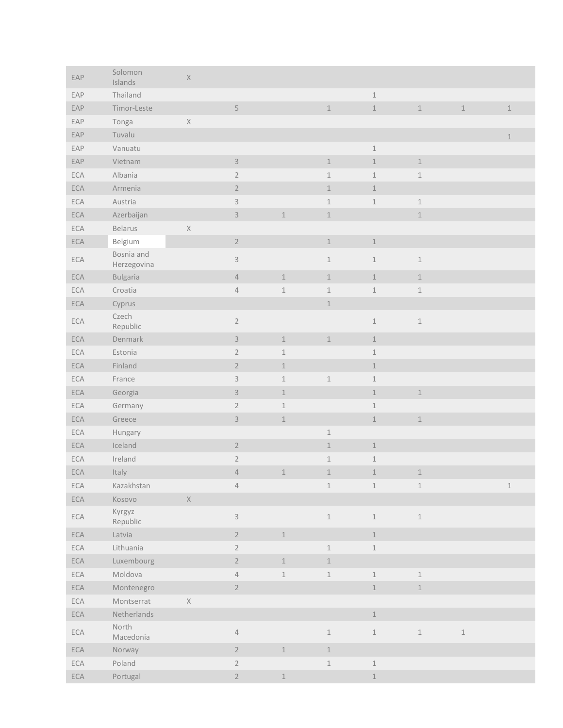| | | | | | | | | | |
|---|---|---|---|---|---|---|---|---|---|
| EAP | Solomon Islands | X | | | | | | | |
| EAP | Thailand | | | | | 1 | | | |
| EAP | Timor-Leste | | 5 | | 1 | 1 | 1 | 1 | 1 |
| EAP | Tonga | X | | | | | | | |
| EAP | Tuvalu | | | | | | | | 1 |
| EAP | Vanuatu | | | | | 1 | | | |
| EAP | Vietnam | | 3 | | 1 | 1 | 1 | | |
| ECA | Albania | | 2 | | 1 | 1 | 1 | | |
| ECA | Armenia | | 2 | | 1 | 1 | | | |
| ECA | Austria | | 3 | | 1 | 1 | 1 | | |
| ECA | Azerbaijan | | 3 | 1 | 1 | | 1 | | |
| ECA | Belarus | X | | | | | | | |
| ECA | Belgium | | 2 | | 1 | 1 | | | |
| ECA | Bosnia and Herzegovina | | 3 | | 1 | 1 | 1 | | |
| ECA | Bulgaria | | 4 | 1 | 1 | 1 | 1 | | |
| ECA | Croatia | | 4 | 1 | 1 | 1 | 1 | | |
| ECA | Cyprus | | | | 1 | | | | |
| ECA | Czech Republic | | 2 | | | 1 | 1 | | |
| ECA | Denmark | | 3 | 1 | 1 | 1 | | | |
| ECA | Estonia | | 2 | 1 | | 1 | | | |
| ECA | Finland | | 2 | 1 | | 1 | | | |
| ECA | France | | 3 | 1 | 1 | 1 | | | |
| ECA | Georgia | | 3 | 1 | | 1 | 1 | | |
| ECA | Germany | | 2 | 1 | | 1 | | | |
| ECA | Greece | | 3 | 1 | | 1 | 1 | | |
| ECA | Hungary | | | | 1 | | | | |
| ECA | Iceland | | 2 | | 1 | 1 | | | |
| ECA | Ireland | | 2 | | 1 | 1 | | | |
| ECA | Italy | | 4 | 1 | 1 | 1 | 1 | | |
| ECA | Kazakhstan | | 4 | | 1 | 1 | 1 | | 1 |
| ECA | Kosovo | X | | | | | | | |
| ECA | Kyrgyz Republic | | 3 | | 1 | 1 | 1 | | |
| ECA | Latvia | | 2 | 1 | | 1 | | | |
| ECA | Lithuania | | 2 | | 1 | 1 | | | |
| ECA | Luxembourg | | 2 | 1 | 1 | | | | |
| ECA | Moldova | | 4 | 1 | 1 | 1 | 1 | | |
| ECA | Montenegro | | 2 | | | 1 | 1 | | |
| ECA | Montserrat | X | | | | | | | |
| ECA | Netherlands | | | | | 1 | | | |
| ECA | North Macedonia | | 4 | | 1 | 1 | 1 | 1 | |
| ECA | Norway | | 2 | 1 | 1 | | | | |
| ECA | Poland | | 2 | | 1 | 1 | | | |
| ECA | Portugal | | 2 | 1 | | 1 | | | |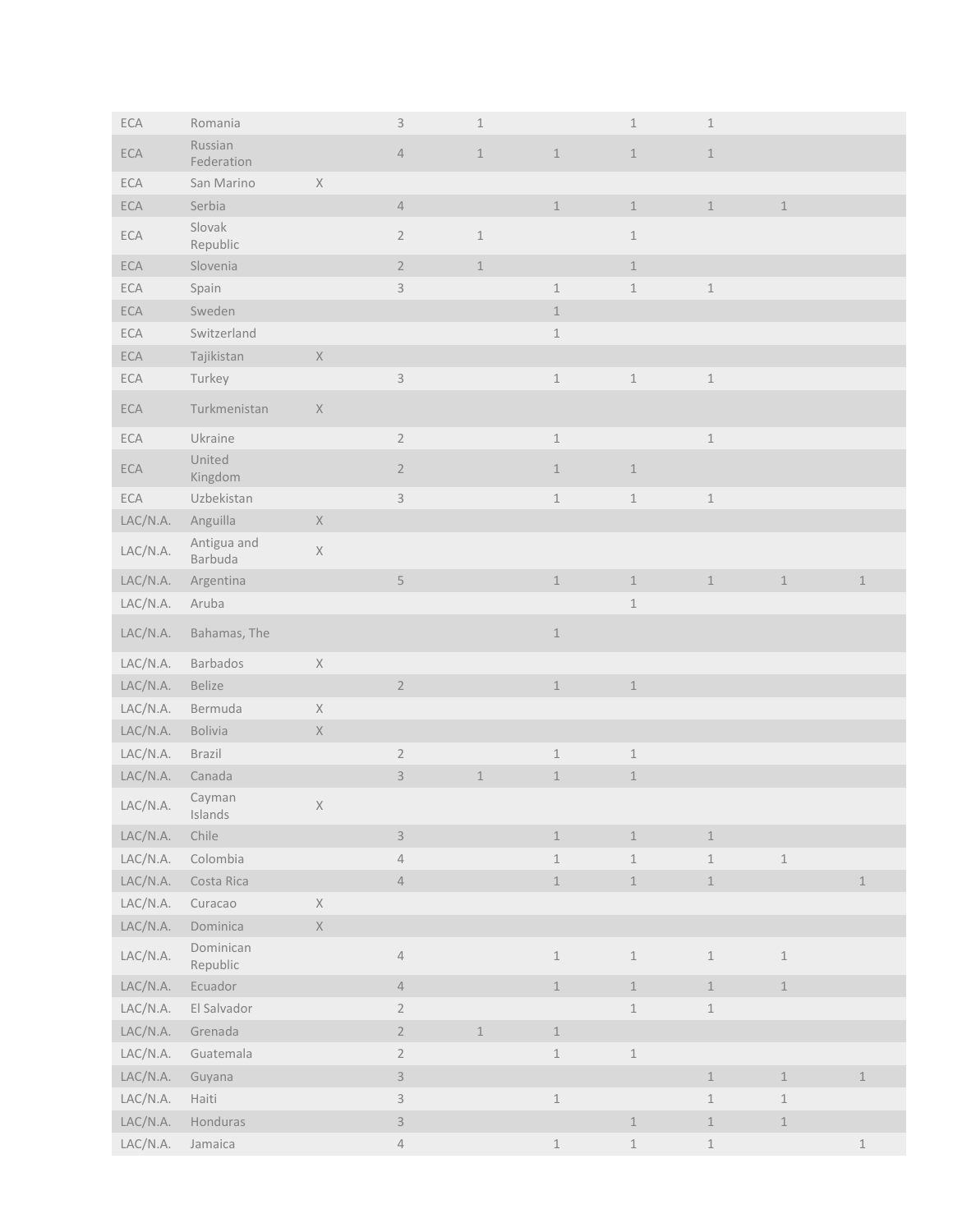| | | | | | | | | | |
|---|---|---|---|---|---|---|---|---|---|
| ECA | Romania | | 3 | 1 | | 1 | 1 | | |
| ECA | Russian Federation | | 4 | 1 | 1 | 1 | 1 | | |
| ECA | San Marino | X | | | | | | | |
| ECA | Serbia | | 4 | | 1 | 1 | 1 | 1 | |
| ECA | Slovak Republic | | 2 | 1 | | 1 | | | |
| ECA | Slovenia | | 2 | 1 | | 1 | | | |
| ECA | Spain | | 3 | | 1 | 1 | 1 | | |
| ECA | Sweden | | | | 1 | | | | |
| ECA | Switzerland | | | | 1 | | | | |
| ECA | Tajikistan | X | | | | | | | |
| ECA | Turkey | | 3 | | 1 | 1 | 1 | | |
| ECA | Turkmenistan | X | | | | | | | |
| ECA | Ukraine | | 2 | | 1 | | 1 | | |
| ECA | United Kingdom | | 2 | | 1 | 1 | | | |
| ECA | Uzbekistan | | 3 | | 1 | 1 | 1 | | |
| LAC/N.A. | Anguilla | X | | | | | | | |
| LAC/N.A. | Antigua and Barbuda | X | | | | | | | |
| LAC/N.A. | Argentina | | 5 | | 1 | 1 | 1 | 1 | 1 |
| LAC/N.A. | Aruba | | | | | 1 | | | |
| LAC/N.A. | Bahamas, The | | | | 1 | | | | |
| LAC/N.A. | Barbados | X | | | | | | | |
| LAC/N.A. | Belize | | 2 | | 1 | 1 | | | |
| LAC/N.A. | Bermuda | X | | | | | | | |
| LAC/N.A. | Bolivia | X | | | | | | | |
| LAC/N.A. | Brazil | | 2 | | 1 | 1 | | | |
| LAC/N.A. | Canada | | 3 | 1 | 1 | 1 | | | |
| LAC/N.A. | Cayman Islands | X | | | | | | | |
| LAC/N.A. | Chile | | 3 | | 1 | 1 | 1 | | |
| LAC/N.A. | Colombia | | 4 | | 1 | 1 | 1 | 1 | |
| LAC/N.A. | Costa Rica | | 4 | | 1 | 1 | 1 | | 1 |
| LAC/N.A. | Curacao | X | | | | | | | |
| LAC/N.A. | Dominica | X | | | | | | | |
| LAC/N.A. | Dominican Republic | | 4 | | 1 | 1 | 1 | 1 | |
| LAC/N.A. | Ecuador | | 4 | | 1 | 1 | 1 | 1 | |
| LAC/N.A. | El Salvador | | 2 | | | 1 | 1 | | |
| LAC/N.A. | Grenada | | 2 | 1 | 1 | | | | |
| LAC/N.A. | Guatemala | | 2 | | 1 | 1 | | | |
| LAC/N.A. | Guyana | | 3 | | | | 1 | 1 | 1 |
| LAC/N.A. | Haiti | | 3 | | 1 | | 1 | 1 | |
| LAC/N.A. | Honduras | | 3 | | | 1 | 1 | 1 | |
| LAC/N.A. | Jamaica | | 4 | | 1 | 1 | 1 | | 1 |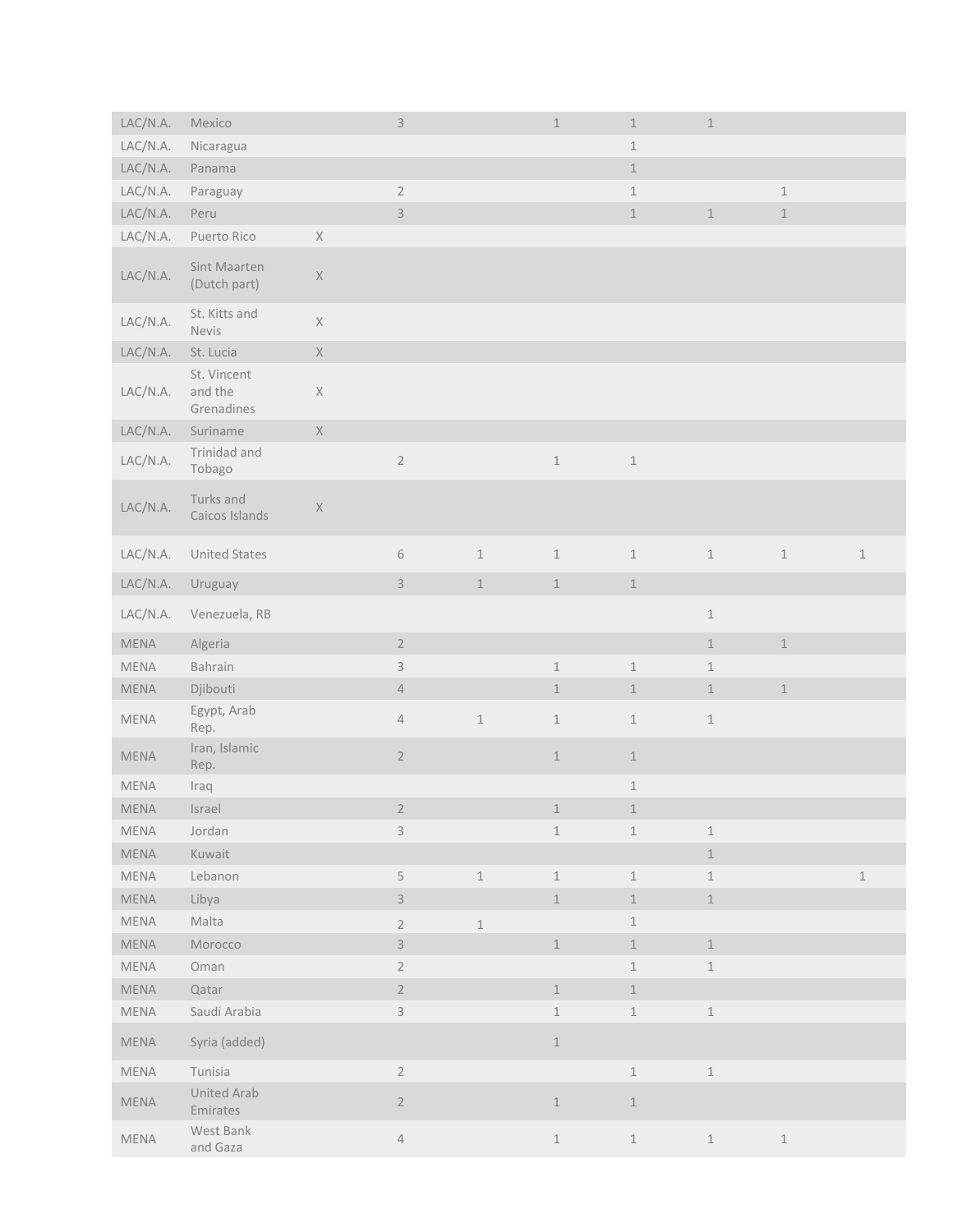| | | | | | | | | | |
|---|---|---|---|---|---|---|---|---|---|
| LAC/N.A. | Mexico | | 3 | | 1 | 1 | 1 | | |
| LAC/N.A. | Nicaragua | | | | | 1 | | | |
| LAC/N.A. | Panama | | | | | 1 | | | |
| LAC/N.A. | Paraguay | | 2 | | | 1 | | 1 | |
| LAC/N.A. | Peru | | 3 | | | 1 | 1 | 1 | |
| LAC/N.A. | Puerto Rico | X | | | | | | | |
| LAC/N.A. | Sint Maarten (Dutch part) | X | | | | | | | |
| LAC/N.A. | St. Kitts and Nevis | X | | | | | | | |
| LAC/N.A. | St. Lucia | X | | | | | | | |
| LAC/N.A. | St. Vincent and the Grenadines | X | | | | | | | |
| LAC/N.A. | Suriname | X | | | | | | | |
| LAC/N.A. | Trinidad and Tobago | | 2 | | 1 | 1 | | | |
| LAC/N.A. | Turks and Caicos Islands | X | | | | | | | |
| LAC/N.A. | United States | | 6 | 1 | 1 | 1 | 1 | 1 | 1 |
| LAC/N.A. | Uruguay | | 3 | 1 | 1 | 1 | | | |
| LAC/N.A. | Venezuela, RB | | | | | | 1 | | |
| MENA | Algeria | | 2 | | | | 1 | 1 | |
| MENA | Bahrain | | 3 | | 1 | 1 | 1 | | |
| MENA | Djibouti | | 4 | | 1 | 1 | 1 | 1 | |
| MENA | Egypt, Arab Rep. | | 4 | 1 | 1 | 1 | 1 | | |
| MENA | Iran, Islamic Rep. | | 2 | | 1 | 1 | | | |
| MENA | Iraq | | | | | 1 | | | |
| MENA | Israel | | 2 | | 1 | 1 | | | |
| MENA | Jordan | | 3 | | 1 | 1 | 1 | | |
| MENA | Kuwait | | | | | | 1 | | |
| MENA | Lebanon | | 5 | 1 | 1 | 1 | 1 | | 1 |
| MENA | Libya | | 3 | | 1 | 1 | 1 | | |
| MENA | Malta | | 2 | 1 | | 1 | | | |
| MENA | Morocco | | 3 | | 1 | 1 | 1 | | |
| MENA | Oman | | 2 | | | 1 | 1 | | |
| MENA | Qatar | | 2 | | 1 | 1 | | | |
| MENA | Saudi Arabia | | 3 | | 1 | 1 | 1 | | |
| MENA | Syria (added) | | | | 1 | | | | |
| MENA | Tunisia | | 2 | | | 1 | 1 | | |
| MENA | United Arab Emirates | | 2 | | 1 | 1 | | | |
| MENA | West Bank and Gaza | | 4 | | 1 | 1 | 1 | 1 | |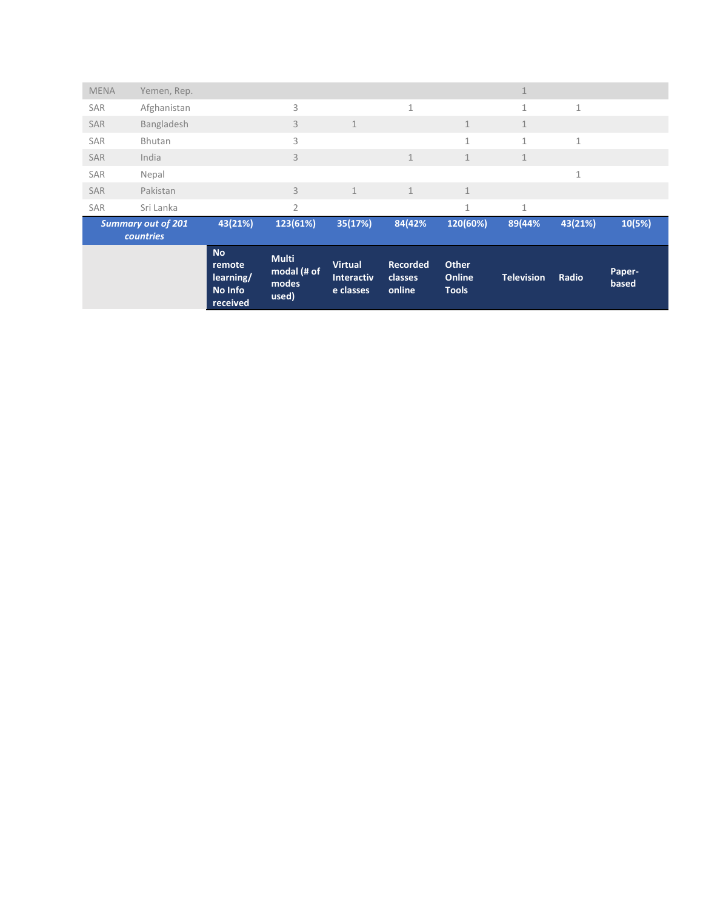| | | No remote learning/ No Info received | Multi modal (# of modes used) | Virtual Interactive classes | Recorded classes online | Other Online Tools | Television | Radio | Paper-based |
|---|---|---|---|---|---|---|---|---|---|
| MENA | Yemen, Rep. | | | | | | 1 | | |
| SAR | Afghanistan | | 3 | | 1 | | 1 | 1 | |
| SAR | Bangladesh | | 3 | 1 | | 1 | 1 | | |
| SAR | Bhutan | | 3 | | | 1 | 1 | 1 | |
| SAR | India | | 3 | | 1 | 1 | 1 | | |
| SAR | Nepal | | | | | | | 1 | |
| SAR | Pakistan | | 3 | 1 | 1 | 1 | | | |
| SAR | Sri Lanka | | 2 | | | 1 | 1 | | |
| ***Summary out of 201 countries*** | | **43(21%)** | **123(61%)** | **35(17%)** | **84(42%** | **120(60%)** | **89(44%** | **43(21%)** | **10(5%)** |